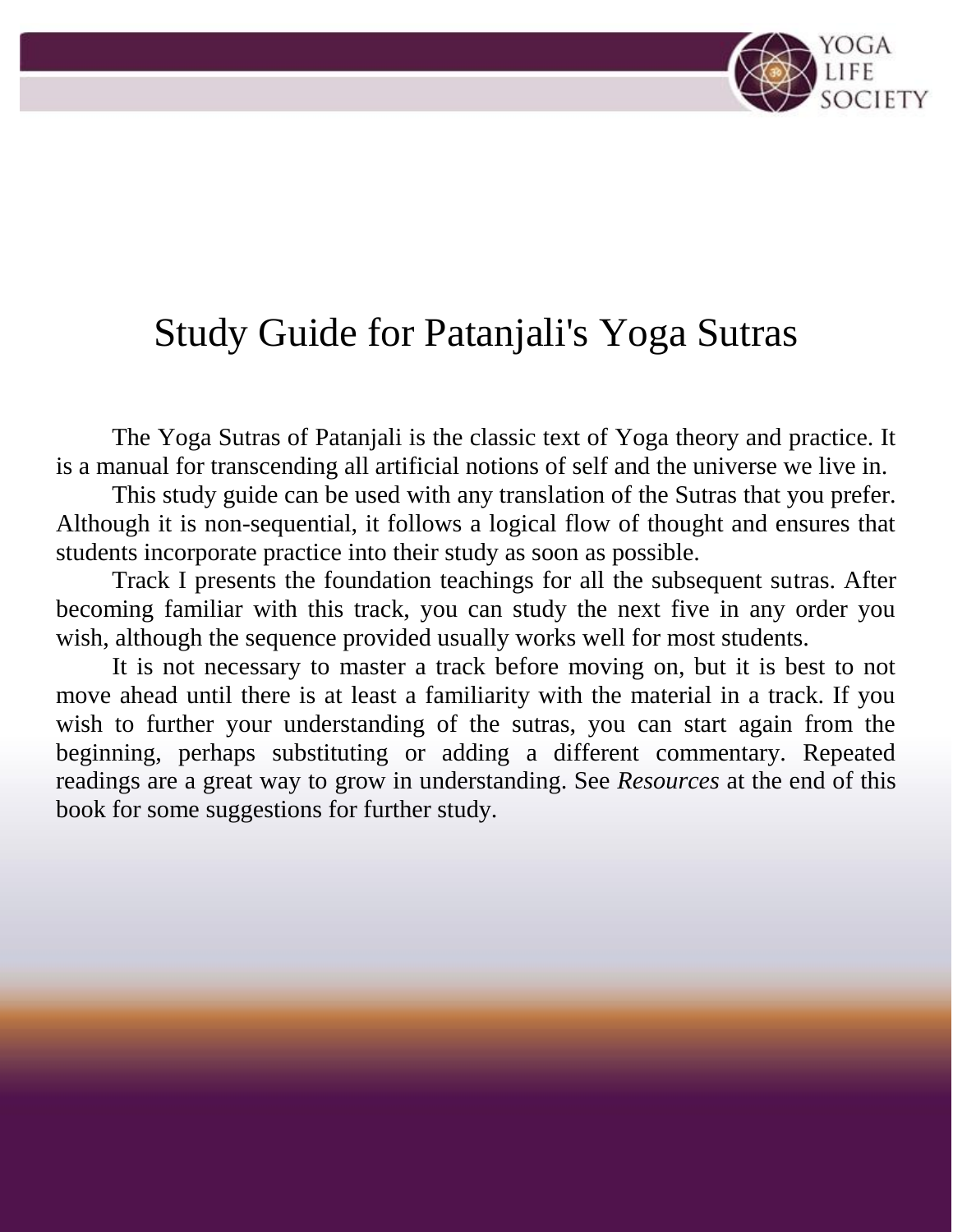# Study Guide for Patanjali's Yoga Sutras

The Yoga Sutras of Patanjali is the classic text of Yoga theory and practice. It is a manual for transcending all artificial notions of self and the universe we live in.

This study guide can be used with any translation of the Sutras that you prefer. Although it is non-sequential, it follows a logical flow of thought and ensures that students incorporate practice into their study as soon as possible.

Track I presents the foundation teachings for all the subsequent sutras. After becoming familiar with this track, you can study the next five in any order you wish, although the sequence provided usually works well for most students.

It is not necessary to master a track before moving on, but it is best to not move ahead until there is at least a familiarity with the material in a track. If you wish to further your understanding of the sutras, you can start again from the beginning, perhaps substituting or adding a different commentary. Repeated readings are a great way to grow in understanding. See *Resources* at the end of this book for some suggestions for further study.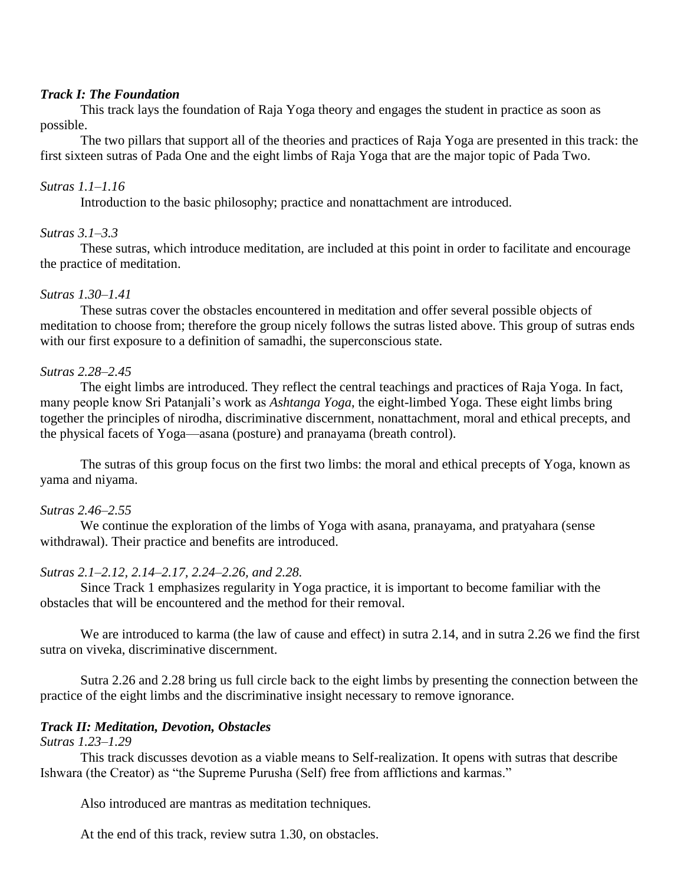***Track I: The Foundation***

This track lays the foundation of Raja Yoga theory and engages the student in practice as soon as possible.

The two pillars that support all of the theories and practices of Raja Yoga are presented in this track: the first sixteen sutras of Pada One and the eight limbs of Raja Yoga that are the major topic of Pada Two.

*Sutras 1.1–1.16*

Introduction to the basic philosophy; practice and nonattachment are introduced.

*Sutras 3.1–3.3*

These sutras, which introduce meditation, are included at this point in order to facilitate and encourage the practice of meditation.

*Sutras 1.30–1.41*

These sutras cover the obstacles encountered in meditation and offer several possible objects of meditation to choose from; therefore the group nicely follows the sutras listed above. This group of sutras ends with our first exposure to a definition of samadhi, the superconscious state.

*Sutras 2.28–2.45*

The eight limbs are introduced. They reflect the central teachings and practices of Raja Yoga. In fact, many people know Sri Patanjali's work as *Ashtanga Yoga*, the eight-limbed Yoga. These eight limbs bring together the principles of nirodha, discriminative discernment, nonattachment, moral and ethical precepts, and the physical facets of Yoga—asana (posture) and pranayama (breath control).

The sutras of this group focus on the first two limbs: the moral and ethical precepts of Yoga, known as yama and niyama.

*Sutras 2.46–2.55*

We continue the exploration of the limbs of Yoga with asana, pranayama, and pratyahara (sense withdrawal). Their practice and benefits are introduced.

*Sutras 2.1–2.12, 2.14–2.17, 2.24–2.26, and 2.28.*

Since Track 1 emphasizes regularity in Yoga practice, it is important to become familiar with the obstacles that will be encountered and the method for their removal.

We are introduced to karma (the law of cause and effect) in sutra 2.14, and in sutra 2.26 we find the first sutra on viveka, discriminative discernment.

Sutra 2.26 and 2.28 bring us full circle back to the eight limbs by presenting the connection between the practice of the eight limbs and the discriminative insight necessary to remove ignorance.

***Track II: Meditation, Devotion, Obstacles***

*Sutras 1.23–1.29*

This track discusses devotion as a viable means to Self-realization. It opens with sutras that describe Ishwara (the Creator) as "the Supreme Purusha (Self) free from afflictions and karmas."

Also introduced are mantras as meditation techniques.

At the end of this track, review sutra 1.30, on obstacles.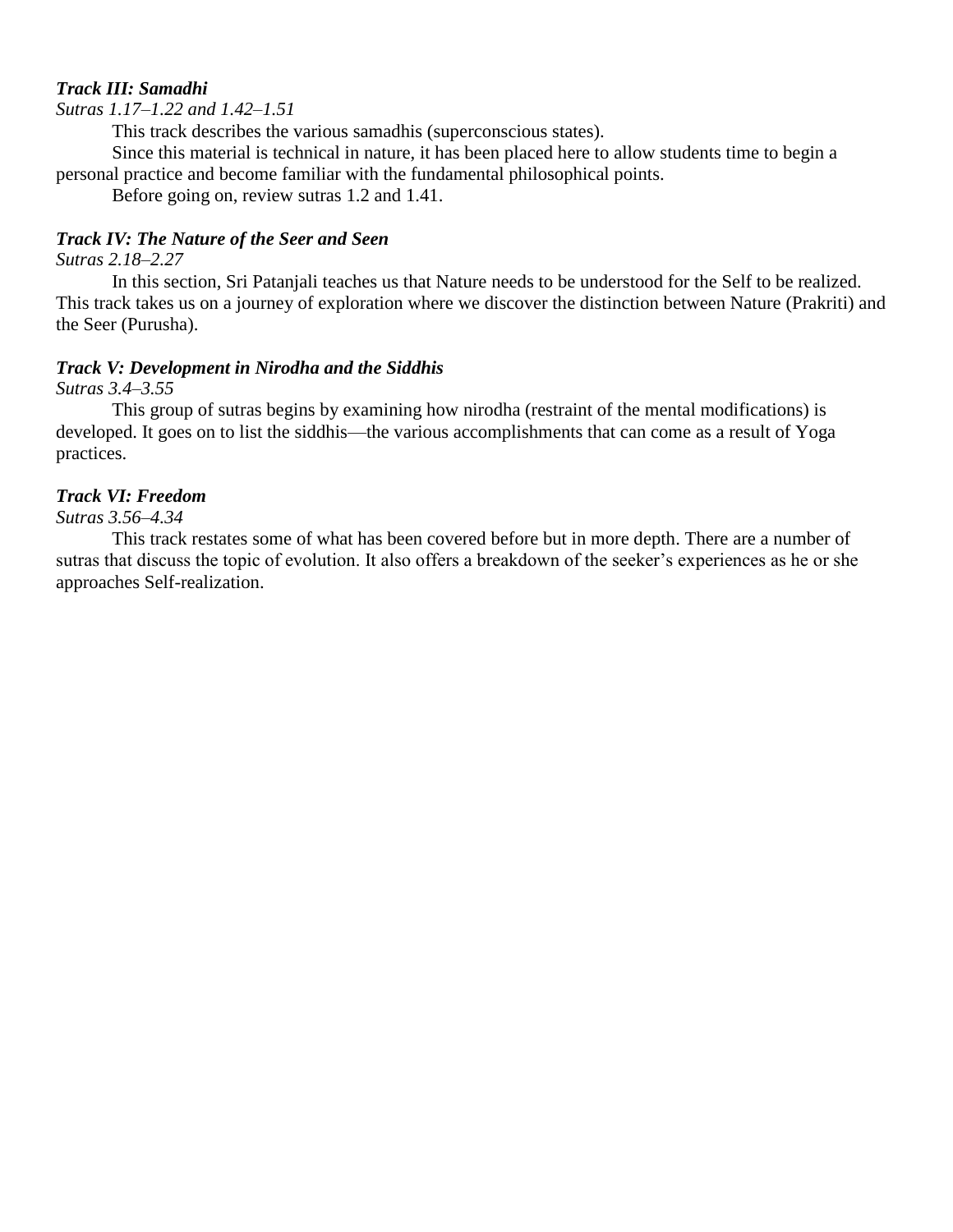### *Track III: Samadhi*

*Sutras 1.17–1.22 and 1.42–1.51*

This track describes the various samadhis (superconscious states).

Since this material is technical in nature, it has been placed here to allow students time to begin a personal practice and become familiar with the fundamental philosophical points.

Before going on, review sutras 1.2 and 1.41.

### *Track IV: The Nature of the Seer and Seen*

*Sutras 2.18–2.27*

In this section, Sri Patanjali teaches us that Nature needs to be understood for the Self to be realized. This track takes us on a journey of exploration where we discover the distinction between Nature (Prakriti) and the Seer (Purusha).

### *Track V: Development in Nirodha and the Siddhis*

*Sutras 3.4–3.55*

This group of sutras begins by examining how nirodha (restraint of the mental modifications) is developed. It goes on to list the siddhis—the various accomplishments that can come as a result of Yoga practices.

### *Track VI: Freedom*

*Sutras 3.56–4.34*

This track restates some of what has been covered before but in more depth. There are a number of sutras that discuss the topic of evolution. It also offers a breakdown of the seeker's experiences as he or she approaches Self-realization.